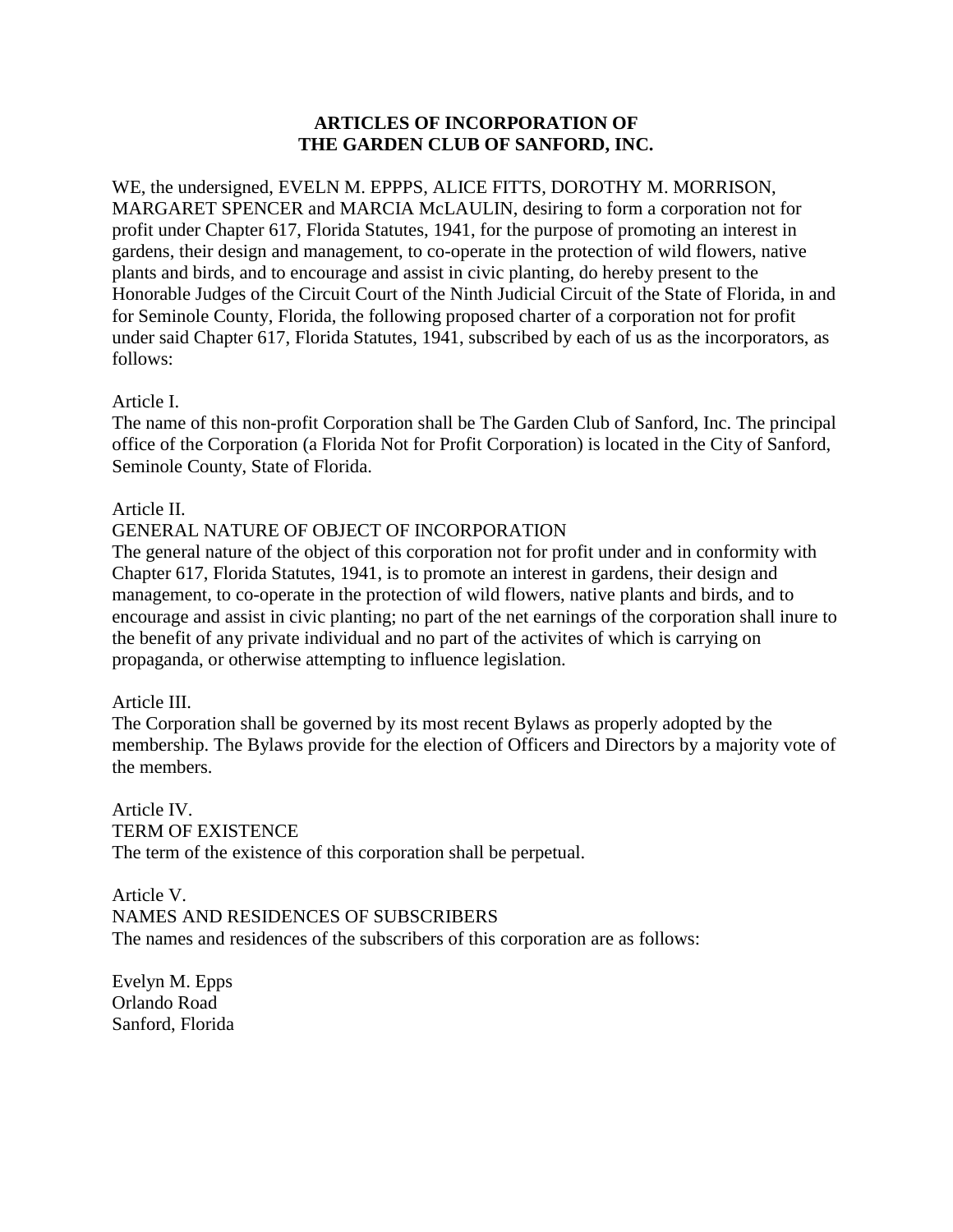**ARTICLES OF INCORPORATION OF**
**THE GARDEN CLUB OF SANFORD, INC.**

WE, the undersigned, EVELN M. EPPPS, ALICE FITTS, DOROTHY M. MORRISON, MARGARET SPENCER and MARCIA McLAULIN, desiring to form a corporation not for profit under Chapter 617, Florida Statutes, 1941, for the purpose of promoting an interest in gardens, their design and management, to co-operate in the protection of wild flowers, native plants and birds, and to encourage and assist in civic planting, do hereby present to the Honorable Judges of the Circuit Court of the Ninth Judicial Circuit of the State of Florida, in and for Seminole County, Florida, the following proposed charter of a corporation not for profit under said Chapter 617, Florida Statutes, 1941, subscribed by each of us as the incorporators, as follows:

Article I.
The name of this non-profit Corporation shall be The Garden Club of Sanford, Inc. The principal office of the Corporation (a Florida Not for Profit Corporation) is located in the City of Sanford, Seminole County, State of Florida.

Article II.
GENERAL NATURE OF OBJECT OF INCORPORATION
The general nature of the object of this corporation not for profit under and in conformity with Chapter 617, Florida Statutes, 1941, is to promote an interest in gardens, their design and management, to co-operate in the protection of wild flowers, native plants and birds, and to encourage and assist in civic planting; no part of the net earnings of the corporation shall inure to the benefit of any private individual and no part of the activites of which is carrying on propaganda, or otherwise attempting to influence legislation.

Article III.
The Corporation shall be governed by its most recent Bylaws as properly adopted by the membership. The Bylaws provide for the election of Officers and Directors by a majority vote of the members.

Article IV.
TERM OF EXISTENCE
The term of the existence of this corporation shall be perpetual.

Article V.
NAMES AND RESIDENCES OF SUBSCRIBERS
The names and residences of the subscribers of this corporation are as follows:

Evelyn M. Epps
Orlando Road
Sanford, Florida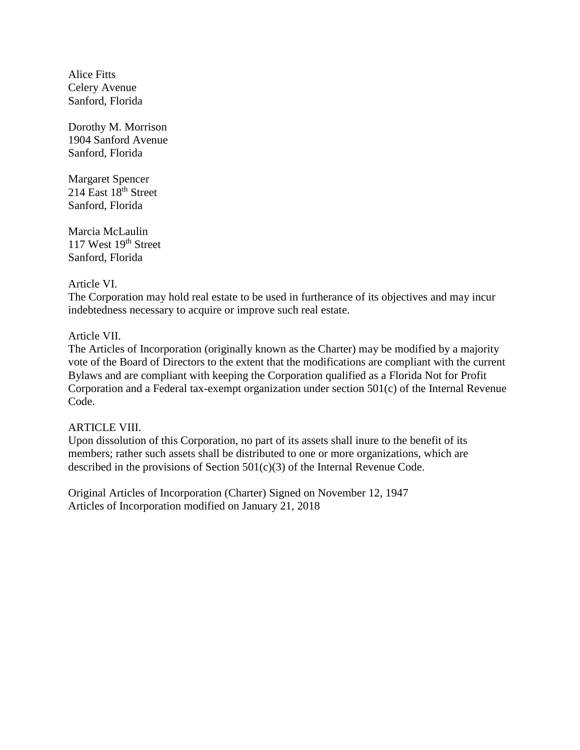Alice Fitts
Celery Avenue
Sanford, Florida

Dorothy M. Morrison
1904 Sanford Avenue
Sanford, Florida

Margaret Spencer
214 East 18th Street
Sanford, Florida

Marcia McLaulin
117 West 19th Street
Sanford, Florida

Article VI.
The Corporation may hold real estate to be used in furtherance of its objectives and may incur indebtedness necessary to acquire or improve such real estate.

Article VII.
The Articles of Incorporation (originally known as the Charter) may be modified by a majority vote of the Board of Directors to the extent that the modifications are compliant with the current Bylaws and are compliant with keeping the Corporation qualified as a Florida Not for Profit Corporation and a Federal tax-exempt organization under section 501(c) of the Internal Revenue Code.

ARTICLE VIII.
Upon dissolution of this Corporation, no part of its assets shall inure to the benefit of its members; rather such assets shall be distributed to one or more organizations, which are described in the provisions of Section 501(c)(3) of the Internal Revenue Code.

Original Articles of Incorporation (Charter) Signed on November 12, 1947
Articles of Incorporation modified on January 21, 2018